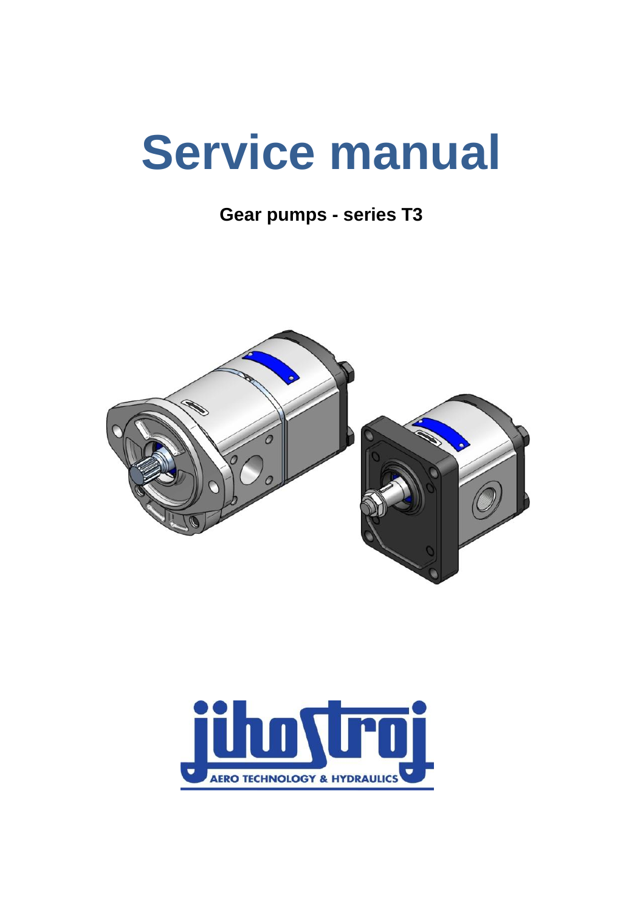# Service manual

**Gear pumps - series T3**

AERO TECHNOLOGY & HYDRAULICS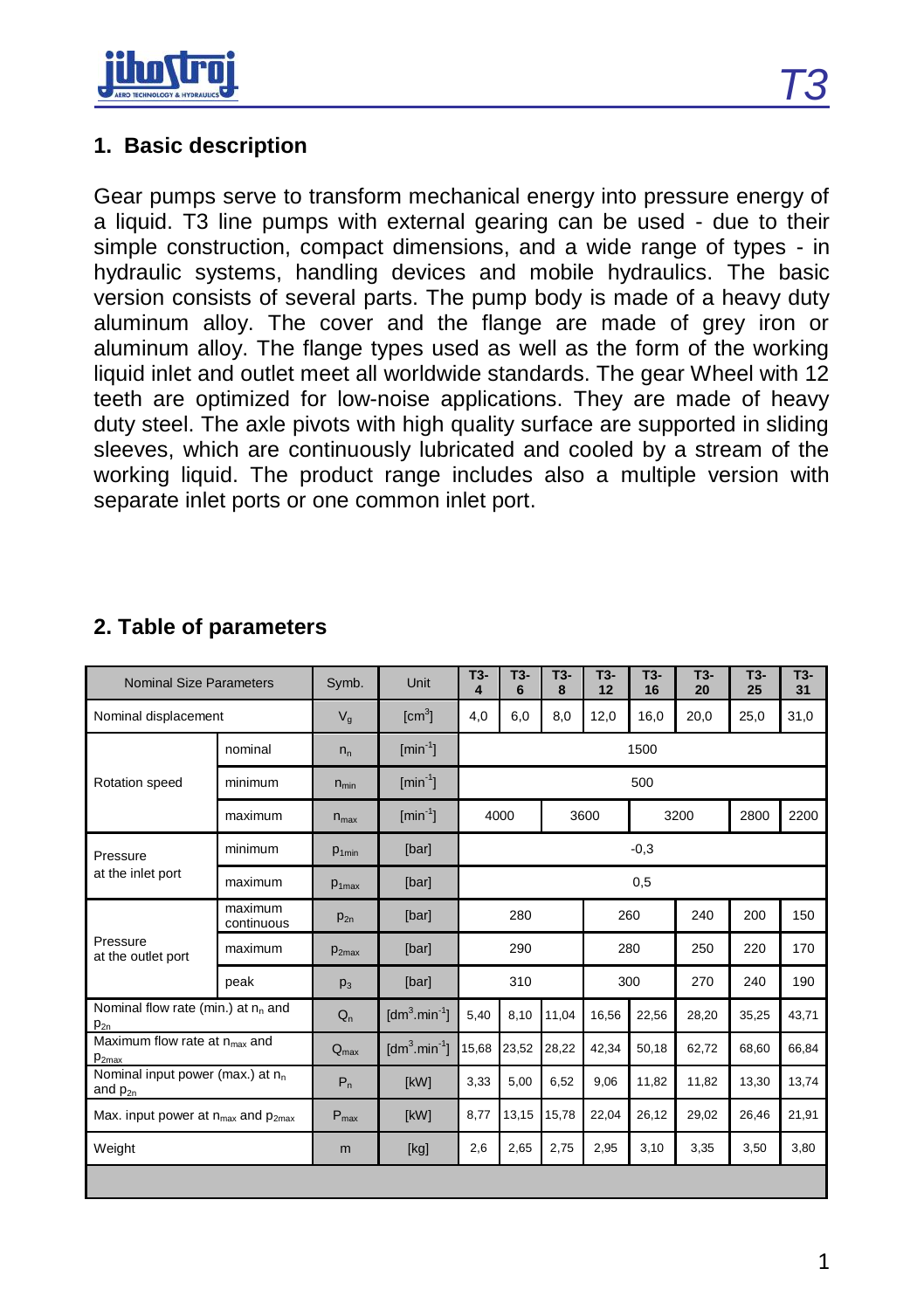## 1. Basic description

Gear pumps serve to transform mechanical energy into pressure energy of a liquid. T3 line pumps with external gearing can be used - due to their simple construction, compact dimensions, and a wide range of types - in hydraulic systems, handling devices and mobile hydraulics. The basic version consists of several parts. The pump body is made of a heavy duty aluminum alloy. The cover and the flange are made of grey iron or aluminum alloy. The flange types used as well as the form of the working liquid inlet and outlet meet all worldwide standards. The gear Wheel with 12 teeth are optimized for low-noise applications. They are made of heavy duty steel. The axle pivots with high quality surface are supported in sliding sleeves, which are continuously lubricated and cooled by a stream of the working liquid. The product range includes also a multiple version with separate inlet ports or one common inlet port.

## 2. Table of parameters

| Nominal Size Parameters | | Symb. | Unit | T3-4 | T3-6 | T3-8 | T3-12 | T3-16 | T3-20 | T3-25 | T3-31 |
|---|---|---|---|---|---|---|---|---|---|---|---|
| Nominal displacement | | $V_g$ | [cm$^3$] | 4,0 | 6,0 | 8,0 | 12,0 | 16,0 | 20,0 | 25,0 | 31,0 |
| Rotation speed | nominal | $n_n$ | [min$^{-1}$] | 1500 | | | | | | | |
| | minimum | $n_{min}$ | [min$^{-1}$] | 500 | | | | | | | |
| | maximum | $n_{max}$ | [min$^{-1}$] | 4000 | | 3600 | | 3200 | | 2800 | 2200 |
| Pressure at the inlet port | minimum | $p_{1min}$ | [bar] | -0,3 | | | | | | | |
| | maximum | $p_{1max}$ | [bar] | 0,5 | | | | | | | |
| Pressure at the outlet port | maximum continuous | $p_{2n}$ | [bar] | 280 | | | 260 | | 240 | 200 | 150 |
| | maximum | $p_{2max}$ | [bar] | 290 | | | 280 | | 250 | 220 | 170 |
| | peak | $p_3$ | [bar] | 310 | | | 300 | | 270 | 240 | 190 |
| Nominal flow rate (min.) at $n_n$ and $p_{2n}$ | | $Q_n$ | [dm$^3$.min$^{-1}$] | 5,40 | 8,10 | 11,04 | 16,56 | 22,56 | 28,20 | 35,25 | 43,71 |
| Maximum flow rate at $n_{max}$ and $p_{2max}$ | | $Q_{max}$ | [dm$^3$.min$^{-1}$] | 15,68 | 23,52 | 28,22 | 42,34 | 50,18 | 62,72 | 68,60 | 66,84 |
| Nominal input power (max.) at $n_n$ and $p_{2n}$ | | $P_n$ | [kW] | 3,33 | 5,00 | 6,52 | 9,06 | 11,82 | 11,82 | 13,30 | 13,74 |
| Max. input power at $n_{max}$ and $p_{2max}$ | | $P_{max}$ | [kW] | 8,77 | 13,15 | 15,78 | 22,04 | 26,12 | 29,02 | 26,46 | 21,91 |
| Weight | | m | [kg] | 2,6 | 2,65 | 2,75 | 2,95 | 3,10 | 3,35 | 3,50 | 3,80 |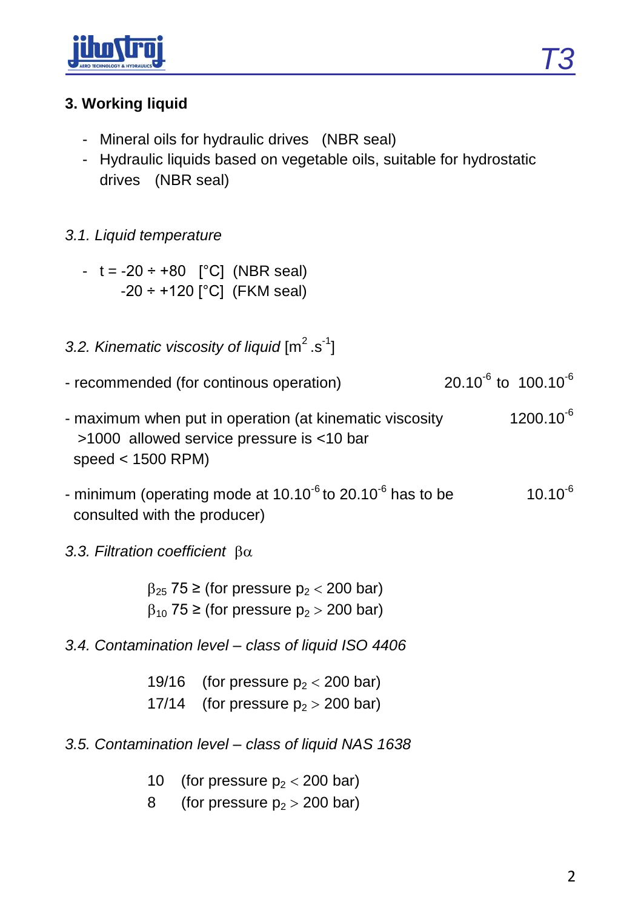## 3. Working liquid

- Mineral oils for hydraulic drives (NBR seal)
- Hydraulic liquids based on vegetable oils, suitable for hydrostatic drives (NBR seal)

### *3.1. Liquid temperature*

- t = -20 ÷ +80 [°C] (NBR seal)
  -20 ÷ +120 [°C] (FKM seal)

### *3.2. Kinematic viscosity of liquid* [$m^2.s^{-1}$]

| | |
|---|---|
| - recommended (for continous operation) | $20.10^{-6}$ to $100.10^{-6}$ |
| - maximum when put in operation (at kinematic viscosity >1000 allowed service pressure is <10 bar speed < 1500 RPM) | $1200.10^{-6}$ |
| - minimum (operating mode at $10.10^{-6}$ to $20.10^{-6}$ has to be consulted with the producer) | $10.10^{-6}$ |

### *3.3. Filtration coefficient* $\beta\alpha$

$\beta_{25}$ 75 ≥ (for pressure $p_2 < 200$ bar)
$\beta_{10}$ 75 ≥ (for pressure $p_2 > 200$ bar)

### *3.4. Contamination level – class of liquid ISO 4406*

19/16 (for pressure $p_2 < 200$ bar)
17/14 (for pressure $p_2 > 200$ bar)

### *3.5. Contamination level – class of liquid NAS 1638*

10 (for pressure $p_2 < 200$ bar)
8 (for pressure $p_2 > 200$ bar)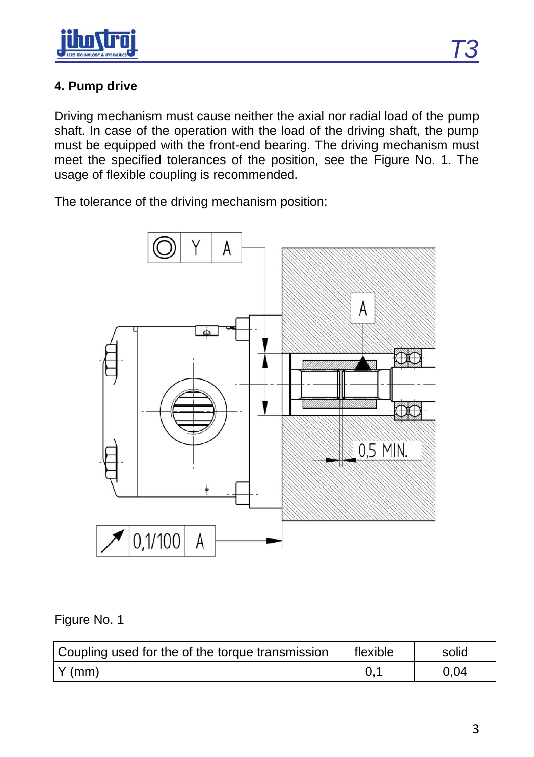## 4. Pump drive

Driving mechanism must cause neither the axial nor radial load of the pump shaft. In case of the operation with the load of the driving shaft, the pump must be equipped with the front-end bearing. The driving mechanism must meet the specified tolerances of the position, see the Figure No. 1. The usage of flexible coupling is recommended.

The tolerance of the driving mechanism position:

Figure No. 1

| Coupling used for the of the torque transmission | flexible | solid |
|---|---|---|
| Y (mm) | 0,1 | 0,04 |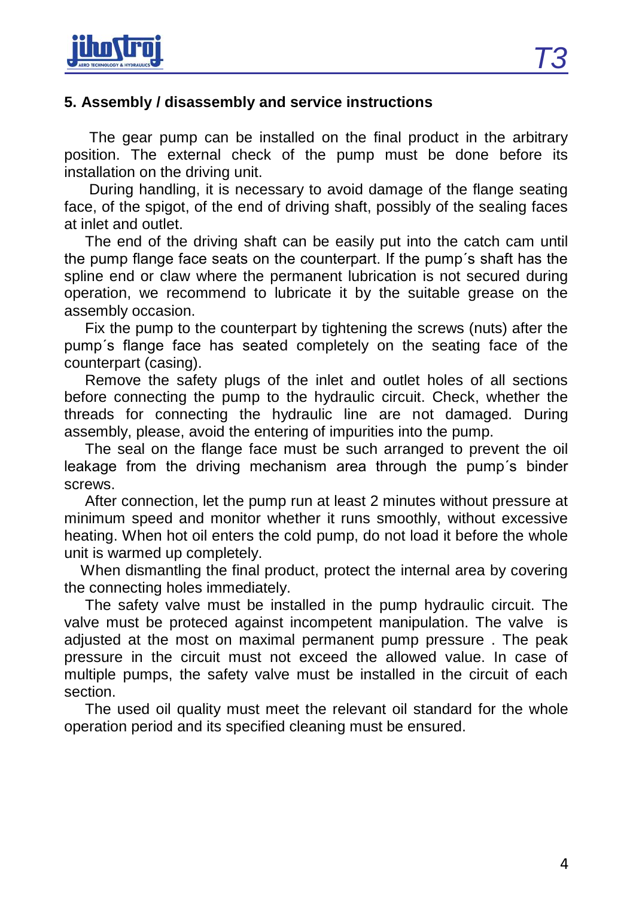## 5. Assembly / disassembly and service instructions

The gear pump can be installed on the final product in the arbitrary position. The external check of the pump must be done before its installation on the driving unit.

During handling, it is necessary to avoid damage of the flange seating face, of the spigot, of the end of driving shaft, possibly of the sealing faces at inlet and outlet.

The end of the driving shaft can be easily put into the catch cam until the pump flange face seats on the counterpart. If the pump´s shaft has the spline end or claw where the permanent lubrication is not secured during operation, we recommend to lubricate it by the suitable grease on the assembly occasion.

Fix the pump to the counterpart by tightening the screws (nuts) after the pump´s flange face has seated completely on the seating face of the counterpart (casing).

Remove the safety plugs of the inlet and outlet holes of all sections before connecting the pump to the hydraulic circuit. Check, whether the threads for connecting the hydraulic line are not damaged. During assembly, please, avoid the entering of impurities into the pump.

The seal on the flange face must be such arranged to prevent the oil leakage from the driving mechanism area through the pump´s binder screws.

After connection, let the pump run at least 2 minutes without pressure at minimum speed and monitor whether it runs smoothly, without excessive heating. When hot oil enters the cold pump, do not load it before the whole unit is warmed up completely.

When dismantling the final product, protect the internal area by covering the connecting holes immediately.

The safety valve must be installed in the pump hydraulic circuit. The valve must be proteced against incompetent manipulation. The valve is adjusted at the most on maximal permanent pump pressure . The peak pressure in the circuit must not exceed the allowed value. In case of multiple pumps, the safety valve must be installed in the circuit of each section.

The used oil quality must meet the relevant oil standard for the whole operation period and its specified cleaning must be ensured.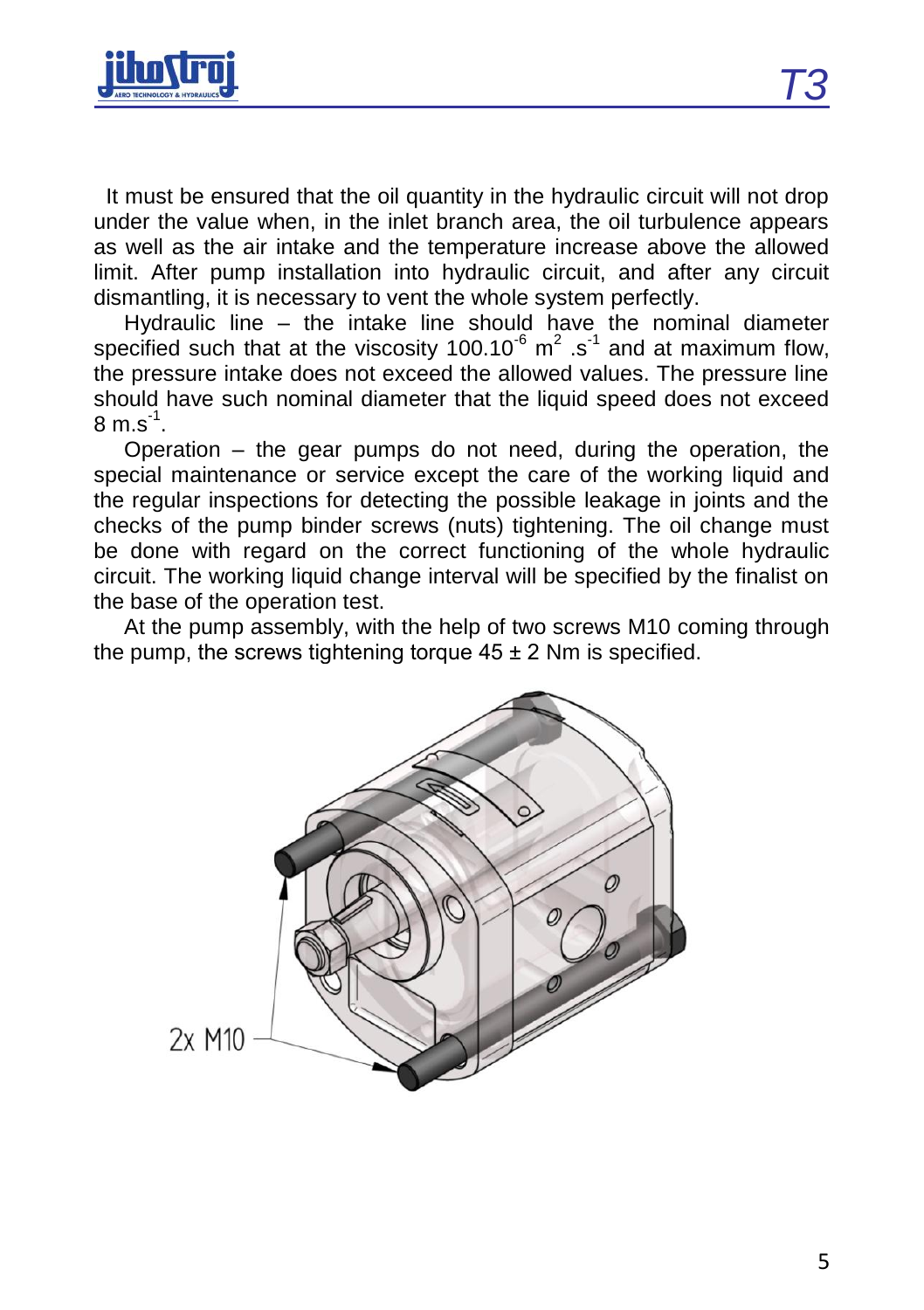It must be ensured that the oil quantity in the hydraulic circuit will not drop under the value when, in the inlet branch area, the oil turbulence appears as well as the air intake and the temperature increase above the allowed limit. After pump installation into hydraulic circuit, and after any circuit dismantling, it is necessary to vent the whole system perfectly.

Hydraulic line – the intake line should have the nominal diameter specified such that at the viscosity $100.10^{-6}$ $m^2 .s^{-1}$ and at maximum flow, the pressure intake does not exceed the allowed values. The pressure line should have such nominal diameter that the liquid speed does not exceed 8 $m.s^{-1}$.

Operation – the gear pumps do not need, during the operation, the special maintenance or service except the care of the working liquid and the regular inspections for detecting the possible leakage in joints and the checks of the pump binder screws (nuts) tightening. The oil change must be done with regard on the correct functioning of the whole hydraulic circuit. The working liquid change interval will be specified by the finalist on the base of the operation test.

At the pump assembly, with the help of two screws M10 coming through the pump, the screws tightening torque 45 ± 2 Nm is specified.

2x M10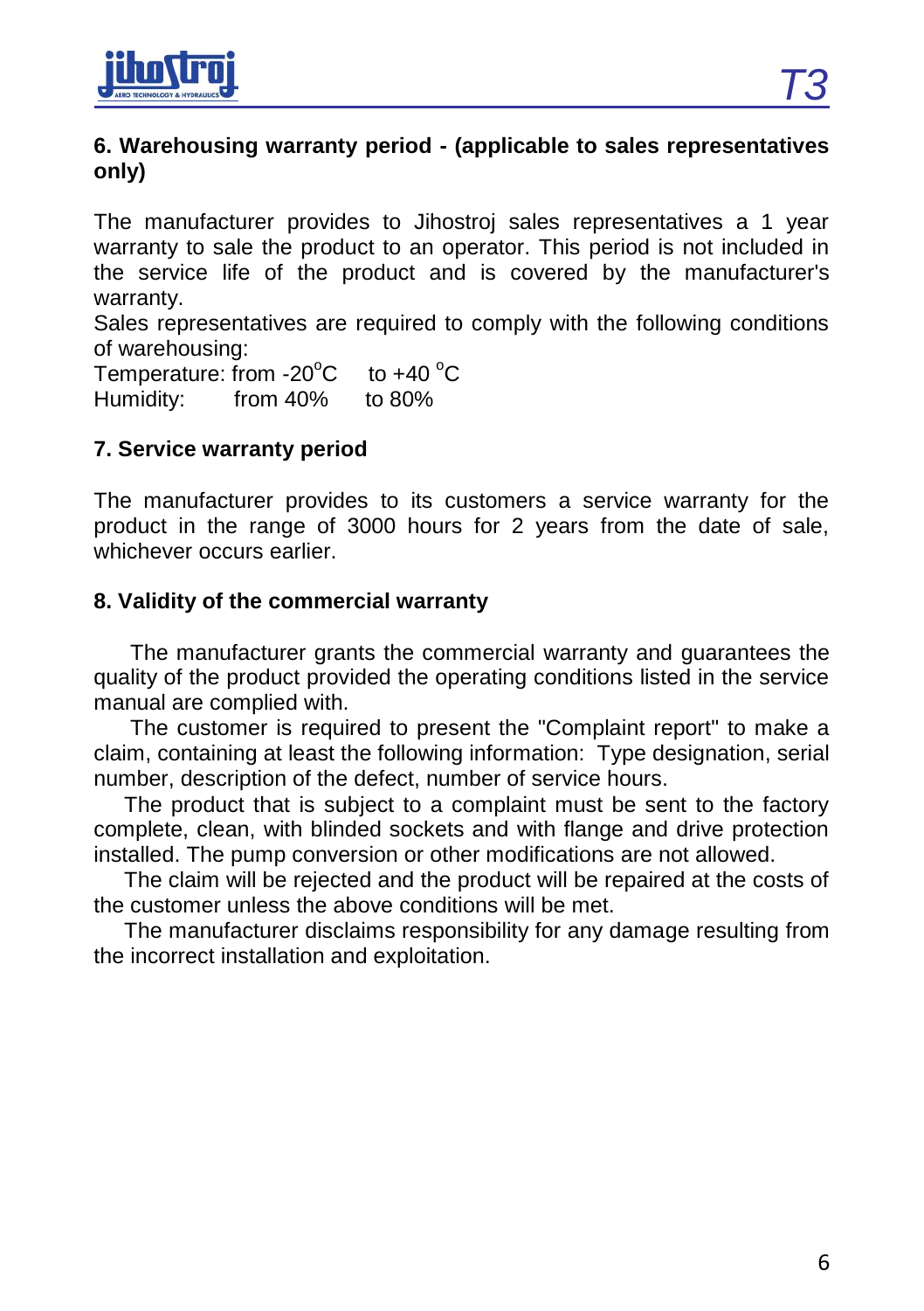## 6. Warehousing warranty period - (applicable to sales representatives only)

The manufacturer provides to Jihostroj sales representatives a 1 year warranty to sale the product to an operator. This period is not included in the service life of the product and is covered by the manufacturer's warranty.

Sales representatives are required to comply with the following conditions of warehousing:

Temperature: from -20$^{o}$C to +40 $^{o}$C

Humidity: from 40% to 80%

## 7. Service warranty period

The manufacturer provides to its customers a service warranty for the product in the range of 3000 hours for 2 years from the date of sale, whichever occurs earlier.

## 8. Validity of the commercial warranty

The manufacturer grants the commercial warranty and guarantees the quality of the product provided the operating conditions listed in the service manual are complied with.

The customer is required to present the "Complaint report" to make a claim, containing at least the following information: Type designation, serial number, description of the defect, number of service hours.

The product that is subject to a complaint must be sent to the factory complete, clean, with blinded sockets and with flange and drive protection installed. The pump conversion or other modifications are not allowed.

The claim will be rejected and the product will be repaired at the costs of the customer unless the above conditions will be met.

The manufacturer disclaims responsibility for any damage resulting from the incorrect installation and exploitation.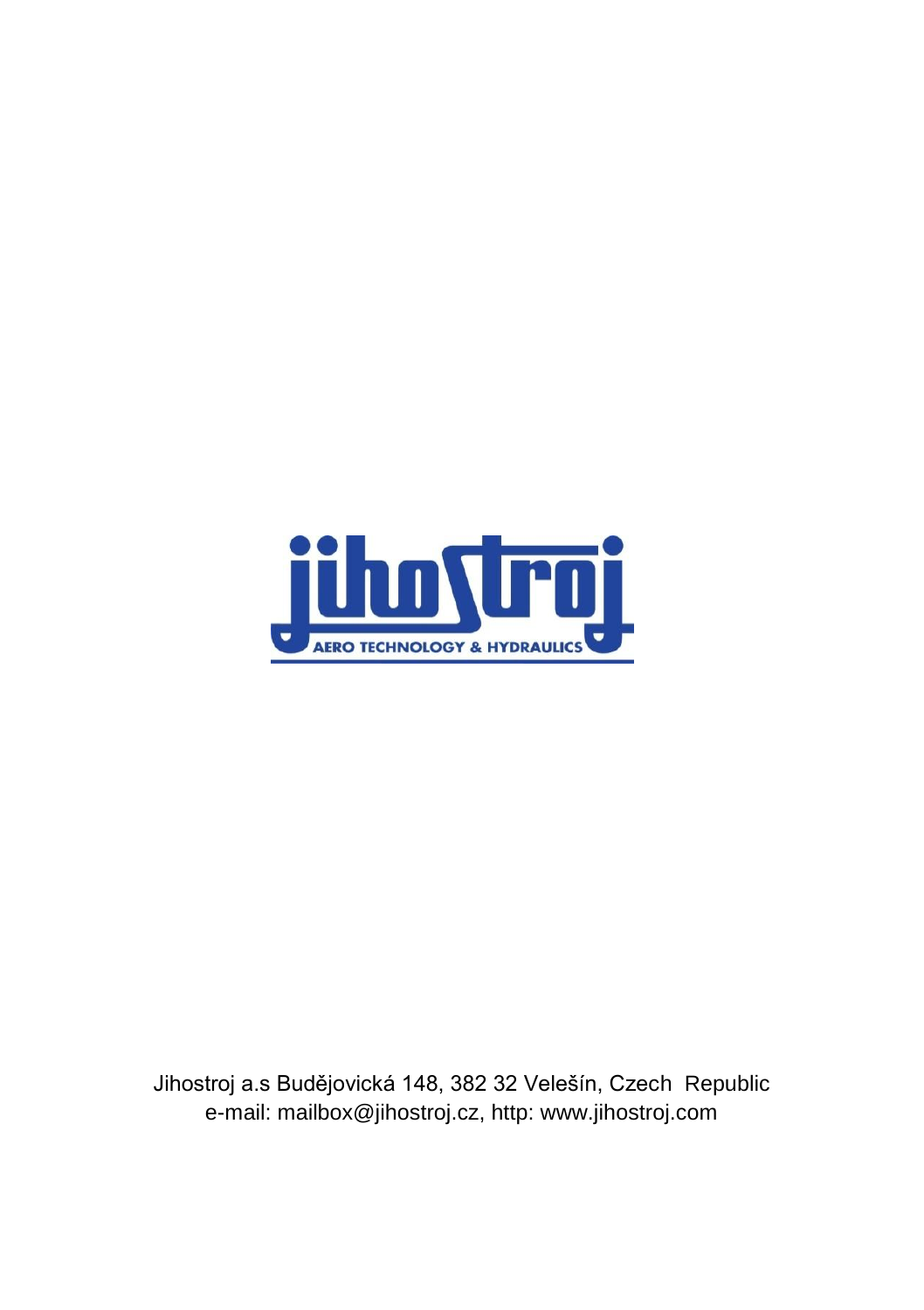jihostroj

AERO TECHNOLOGY & HYDRAULICS

Jihostroj a.s Budějovická 148, 382 32 Velešín, Czech Republic
e-mail: mailbox@jihostroj.cz, http: www.jihostroj.com